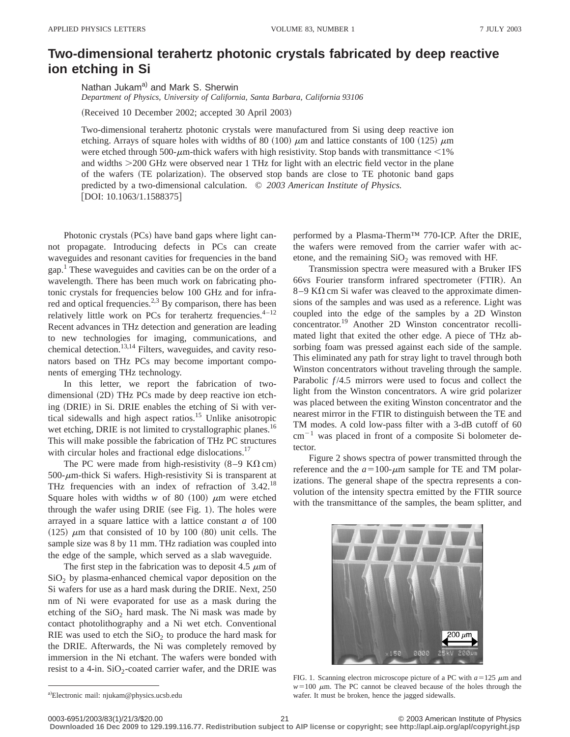# Two-dimensional terahertz photonic crystals fabricated by deep reactive ion etching in Si

Nathan Jukam[a] and Mark S. Sherwin

*Department of Physics, University of California, Santa Barbara, California 93106*

(Received 10 December 2002; accepted 30 April 2003)

Two-dimensional terahertz photonic crystals were manufactured from Si using deep reactive ion etching. Arrays of square holes with widths of 80 (100) $\mu$m and lattice constants of 100 (125) $\mu$m were etched through 500-$\mu$m-thick wafers with high resistivity. Stop bands with transmittance <1% and widths >200 GHz were observed near 1 THz for light with an electric field vector in the plane of the wafers (TE polarization). The observed stop bands are close to TE photonic band gaps predicted by a two-dimensional calculation. © *2003 American Institute of Physics.* [DOI: 10.1063/1.1588375]

Photonic crystals (PCs) have band gaps where light cannot propagate. Introducing defects in PCs can create waveguides and resonant cavities for frequencies in the band gap.[1] These waveguides and cavities can be on the order of a wavelength. There has been much work on fabricating photonic crystals for frequencies below 100 GHz and for infrared and optical frequencies.[2,3] By comparison, there has been relatively little work on PCs for terahertz frequencies.[4–12] Recent advances in THz detection and generation are leading to new technologies for imaging, communications, and chemical detection.[13,14] Filters, waveguides, and cavity resonators based on THz PCs may become important components of emerging THz technology.

In this letter, we report the fabrication of two-dimensional (2D) THz PCs made by deep reactive ion etching (DRIE) in Si. DRIE enables the etching of Si with vertical sidewalls and high aspect ratios.[15] Unlike anisotropic wet etching, DRIE is not limited to crystallographic planes.[16] This will make possible the fabrication of THz PC structures with circular holes and fractional edge dislocations.[17]

The PC were made from high-resistivity (8–9 K$\Omega$ cm) 500-$\mu$m-thick Si wafers. High-resistivity Si is transparent at THz frequencies with an index of refraction of 3.42.[18] Square holes with widths $w$ of 80 (100) $\mu$m were etched through the wafer using DRIE (see Fig. 1). The holes were arrayed in a square lattice with a lattice constant $a$ of 100 (125) $\mu$m that consisted of 10 by 100 (80) unit cells. The sample size was 8 by 11 mm. THz radiation was coupled into the edge of the sample, which served as a slab waveguide.

The first step in the fabrication was to deposit 4.5 $\mu$m of $SiO_2$ by plasma-enhanced chemical vapor deposition on the Si wafers for use as a hard mask during the DRIE. Next, 250 nm of Ni were evaporated for use as a mask during the etching of the $SiO_2$ hard mask. The Ni mask was made by contact photolithography and a Ni wet etch. Conventional RIE was used to etch the $SiO_2$ to produce the hard mask for the DRIE. Afterwards, the Ni was completely removed by immersion in the Ni etchant. The wafers were bonded with resist to a 4-in. $SiO_2$-coated carrier wafer, and the DRIE was performed by a Plasma-Therm™ 770-ICP. After the DRIE, the wafers were removed from the carrier wafer with acetone, and the remaining $SiO_2$ was removed with HF.

Transmission spectra were measured with a Bruker IFS 66vs Fourier transform infrared spectrometer (FTIR). An 8–9 K$\Omega$ cm Si wafer was cleaved to the approximate dimensions of the samples and was used as a reference. Light was coupled into the edge of the samples by a 2D Winston concentrator.[19] Another 2D Winston concentrator recollimated light that exited the other edge. A piece of THz absorbing foam was pressed against each side of the sample. This eliminated any path for stray light to travel through both Winston concentrators without traveling through the sample. Parabolic $f$/4.5 mirrors were used to focus and collect the light from the Winston concentrators. A wire grid polarizer was placed between the exiting Winston concentrator and the nearest mirror in the FTIR to distinguish between the TE and TM modes. A cold low-pass filter with a 3-dB cutoff of 60 cm$^{-1}$ was placed in front of a composite Si bolometer detector.

Figure 2 shows spectra of power transmitted through the reference and the $a$=100-$\mu$m sample for TE and TM polarizations. The general shape of the spectra represents a convolution of the intensity spectra emitted by the FTIR source with the transmittance of the samples, the beam splitter, and

FIG. 1. Scanning electron microscope picture of a PC with $a$=125 $\mu$m and $w$=100 $\mu$m. The PC cannot be cleaved because of the holes through the wafer. It must be broken, hence the jagged sidewalls.

[a]Electronic mail: njukam@physics.ucsb.edu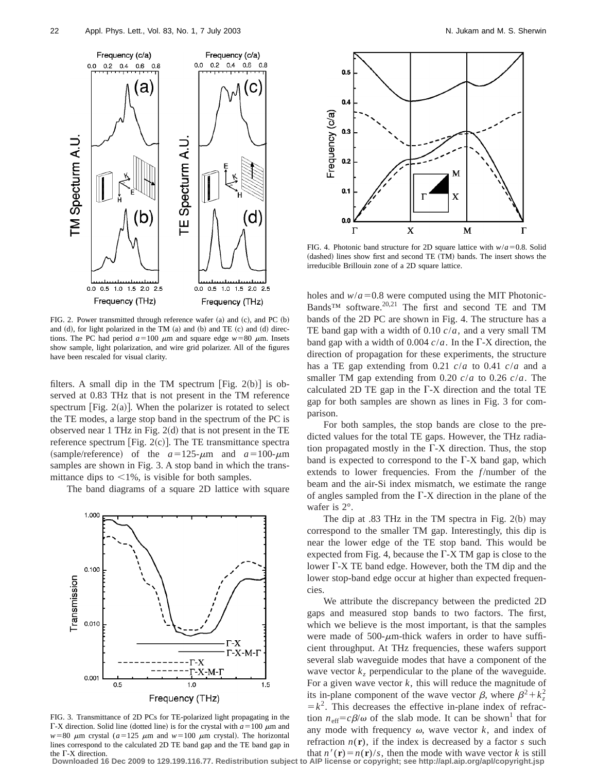FIG. 2. Power transmitted through reference wafer (a) and (c), and PC (b) and (d), for light polarized in the TM (a) and (b) and TE (c) and (d) directions. The PC had period $a=100$ μm and square edge $w=80$ μm. Insets show sample, light polarization, and wire grid polarizer. All of the figures have been rescaled for visual clarity.

filters. A small dip in the TM spectrum [Fig. 2(b)] is observed at 0.83 THz that is not present in the TM reference spectrum [Fig. 2(a)]. When the polarizer is rotated to select the TE modes, a large stop band in the spectrum of the PC is observed near 1 THz in Fig. 2(d) that is not present in the TE reference spectrum [Fig. 2(c)]. The TE transmittance spectra (sample/reference) of the $a=125$-μm and $a=100$-μm samples are shown in Fig. 3. A stop band in which the transmittance dips to <1%, is visible for both samples.

The band diagrams of a square 2D lattice with square

FIG. 3. Transmittance of 2D PCs for TE-polarized light propagating in the Γ-X direction. Solid line (dotted line) is for the crystal with $a=100$ μm and $w=80$ μm crystal ($a=125$ μm and $w=100$ μm crystal). The horizontal lines correspond to the calculated 2D TE band gap and the TE band gap in the Γ-X direction.

FIG. 4. Photonic band structure for 2D square lattice with $w/a=0.8$. Solid (dashed) lines show first and second TE (TM) bands. The insert shows the irreducible Brillouin zone of a 2D square lattice.

holes and $w/a=0.8$ were computed using the MIT Photonic-Bands™ software.[20,21] The first and second TE and TM bands of the 2D PC are shown in Fig. 4. The structure has a TE band gap with a width of 0.10 $c/a$, and a very small TM band gap with a width of 0.004 $c/a$. In the Γ-X direction, the direction of propagation for these experiments, the structure has a TE gap extending from 0.21 $c/a$ to 0.41 $c/a$ and a smaller TM gap extending from 0.20 $c/a$ to 0.26 $c/a$. The calculated 2D TE gap in the Γ-X direction and the total TE gap for both samples are shown as lines in Fig. 3 for comparison.

For both samples, the stop bands are close to the predicted values for the total TE gaps. However, the THz radiation propagated mostly in the Γ-X direction. Thus, the stop band is expected to correspond to the Γ-X band gap, which extends to lower frequencies. From the $f$/number of the beam and the air-Si index mismatch, we estimate the range of angles sampled from the Γ-X direction in the plane of the wafer is 2°.

The dip at .83 THz in the TM spectra in Fig. 2(b) may correspond to the smaller TM gap. Interestingly, this dip is near the lower edge of the TE stop band. This would be expected from Fig. 4, because the Γ-X TM gap is close to the lower Γ-X TE band edge. However, both the TM dip and the lower stop-band edge occur at higher than expected frequencies.

We attribute the discrepancy between the predicted 2D gaps and measured stop bands to two factors. The first, which we believe is the most important, is that the samples were made of 500-μm-thick wafers in order to have sufficient throughput. At THz frequencies, these wafers support several slab waveguide modes that have a component of the wave vector $k_z$ perpendicular to the plane of the waveguide. For a given wave vector $k$, this will reduce the magnitude of its in-plane component of the wave vector $\beta$, where $\beta^2+k_z^2=k^2$. This decreases the effective in-plane index of refraction $n_{\mathrm{eff}}=c\beta/\omega$ of the slab mode. It can be shown[1] that for any mode with frequency $\omega$, wave vector $k$, and index of refraction $n(\mathbf{r})$, if the index is decreased by a factor $s$ such that $n'(\mathbf{r})=n(\mathbf{r})/s$, then the mode with wave vector $k$ is still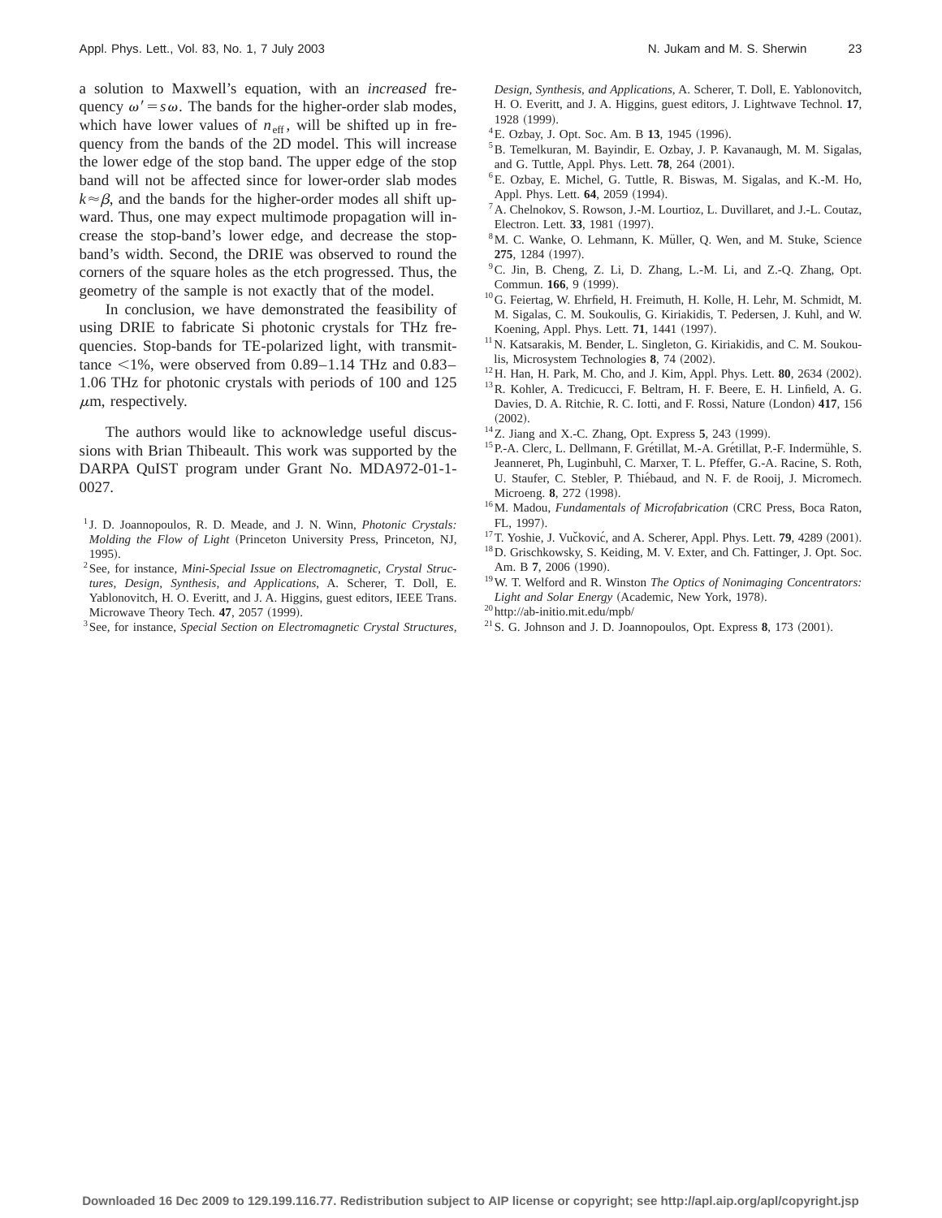a solution to Maxwell's equation, with an *increased* frequency $\omega' = s\omega$. The bands for the higher-order slab modes, which have lower values of $n_{\mathrm{eff}}$, will be shifted up in frequency from the bands of the 2D model. This will increase the lower edge of the stop band. The upper edge of the stop band will not be affected since for lower-order slab modes $k \approx \beta$, and the bands for the higher-order modes all shift upward. Thus, one may expect multimode propagation will increase the stop-band's lower edge, and decrease the stop-band's width. Second, the DRIE was observed to round the corners of the square holes as the etch progressed. Thus, the geometry of the sample is not exactly that of the model.

In conclusion, we have demonstrated the feasibility of using DRIE to fabricate Si photonic crystals for THz frequencies. Stop-bands for TE-polarized light, with transmittance $<1\%$, were observed from 0.89–1.14 THz and 0.83–1.06 THz for photonic crystals with periods of 100 and 125 $\mu$m, respectively.

The authors would like to acknowledge useful discussions with Brian Thibeault. This work was supported by the DARPA QuIST program under Grant No. MDA972-01-1-0027.

[1] J. D. Joannopoulos, R. D. Meade, and J. N. Winn, *Photonic Crystals: Molding the Flow of Light* (Princeton University Press, Princeton, NJ, 1995).

[2] See, for instance, *Mini-Special Issue on Electromagnetic, Crystal Structures, Design, Synthesis, and Applications*, A. Scherer, T. Doll, E. Yablonovitch, H. O. Everitt, and J. A. Higgins, guest editors, IEEE Trans. Microwave Theory Tech. **47**, 2057 (1999).

[3] See, for instance, *Special Section on Electromagnetic Crystal Structures, Design, Synthesis, and Applications*, A. Scherer, T. Doll, E. Yablonovitch, H. O. Everitt, and J. A. Higgins, guest editors, J. Lightwave Technol. **17**, 1928 (1999).

[4] E. Ozbay, J. Opt. Soc. Am. B **13**, 1945 (1996).

[5] B. Temelkuran, M. Bayindir, E. Ozbay, J. P. Kavanaugh, M. M. Sigalas, and G. Tuttle, Appl. Phys. Lett. **78**, 264 (2001).

[6] E. Ozbay, E. Michel, G. Tuttle, R. Biswas, M. Sigalas, and K.-M. Ho, Appl. Phys. Lett. **64**, 2059 (1994).

[7] A. Chelnokov, S. Rowson, J.-M. Lourtioz, L. Duvillaret, and J.-L. Coutaz, Electron. Lett. **33**, 1981 (1997).

[8] M. C. Wanke, O. Lehmann, K. Müller, Q. Wen, and M. Stuke, Science **275**, 1284 (1997).

[9] C. Jin, B. Cheng, Z. Li, D. Zhang, L.-M. Li, and Z.-Q. Zhang, Opt. Commun. **166**, 9 (1999).

[10] G. Feiertag, W. Ehrfield, H. Freimuth, H. Kolle, H. Lehr, M. Schmidt, M. M. Sigalas, C. M. Soukoulis, G. Kiriakidis, T. Pedersen, J. Kuhl, and W. Koening, Appl. Phys. Lett. **71**, 1441 (1997).

[11] N. Katsarakis, M. Bender, L. Singleton, G. Kiriakidis, and C. M. Soukoulis, Microsystem Technologies **8**, 74 (2002).

[12] H. Han, H. Park, M. Cho, and J. Kim, Appl. Phys. Lett. **80**, 2634 (2002).

[13] R. Kohler, A. Tredicucci, F. Beltram, H. F. Beere, E. H. Linfield, A. G. Davies, D. A. Ritchie, R. C. Iotti, and F. Rossi, Nature (London) **417**, 156 (2002).

[14] Z. Jiang and X.-C. Zhang, Opt. Express **5**, 243 (1999).

[15] P.-A. Clerc, L. Dellmann, F. Grétillat, M.-A. Grétillat, P.-F. Indermühle, S. Jeanneret, Ph, Luginbuhl, C. Marxer, T. L. Pfeffer, G.-A. Racine, S. Roth, U. Staufer, C. Stebler, P. Thiébaud, and N. F. de Rooij, J. Micromech. Microeng. **8**, 272 (1998).

[16] M. Madou, *Fundamentals of Microfabrication* (CRC Press, Boca Raton, FL, 1997).

[17] T. Yoshie, J. Vučković, and A. Scherer, Appl. Phys. Lett. **79**, 4289 (2001).

[18] D. Grischkowsky, S. Keiding, M. V. Exter, and Ch. Fattinger, J. Opt. Soc. Am. B **7**, 2006 (1990).

[19] W. T. Welford and R. Winston *The Optics of Nonimaging Concentrators: Light and Solar Energy* (Academic, New York, 1978).

[20] http://ab-initio.mit.edu/mpb/

[21] S. G. Johnson and J. D. Joannopoulos, Opt. Express **8**, 173 (2001).